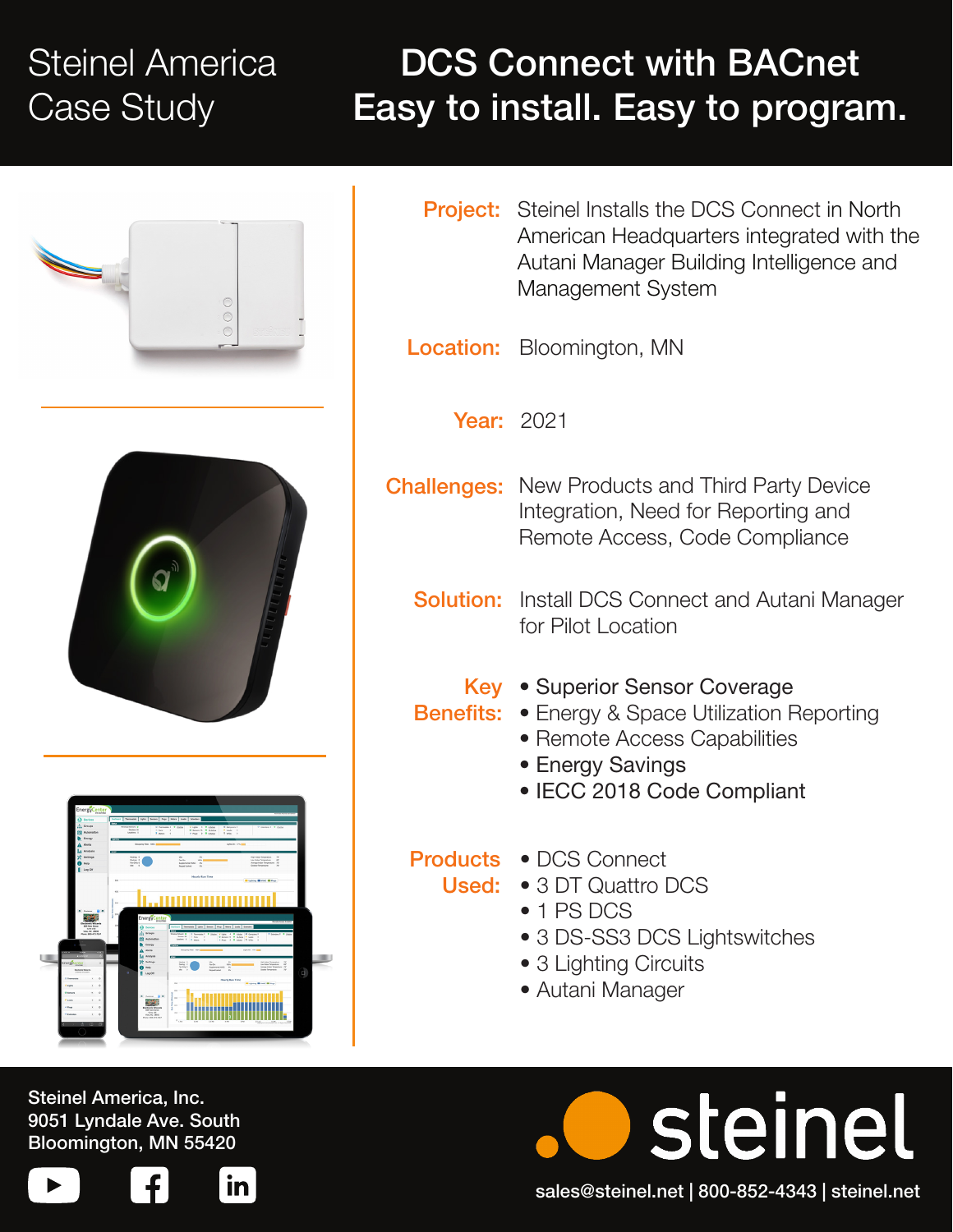# Steinel America Case Study

## DCS Connect with BACnet
## Easy to install. Easy to program.

**Project:** Steinel Installs the DCS Connect in North American Headquarters integrated with the Autani Manager Building Intelligence and Management System

**Location:** Bloomington, MN

**Year:** 2021

**Challenges:** New Products and Third Party Device Integration, Need for Reporting and Remote Access, Code Compliance

**Solution:** Install DCS Connect and Autani Manager for Pilot Location

**Key Benefits:**

- Superior Sensor Coverage
- Energy & Space Utilization Reporting
- Remote Access Capabilities
- Energy Savings
- IECC 2018 Code Compliant

**Products Used:**

- DCS Connect
- 3 DT Quattro DCS
- 1 PS DCS
- 3 DS-SS3 DCS Lightswitches
- 3 Lighting Circuits
- Autani Manager

Steinel America, Inc.
9051 Lyndale Ave. South
Bloomington, MN 55420

steinel

sales@steinel.net | 800-852-4343 | steinel.net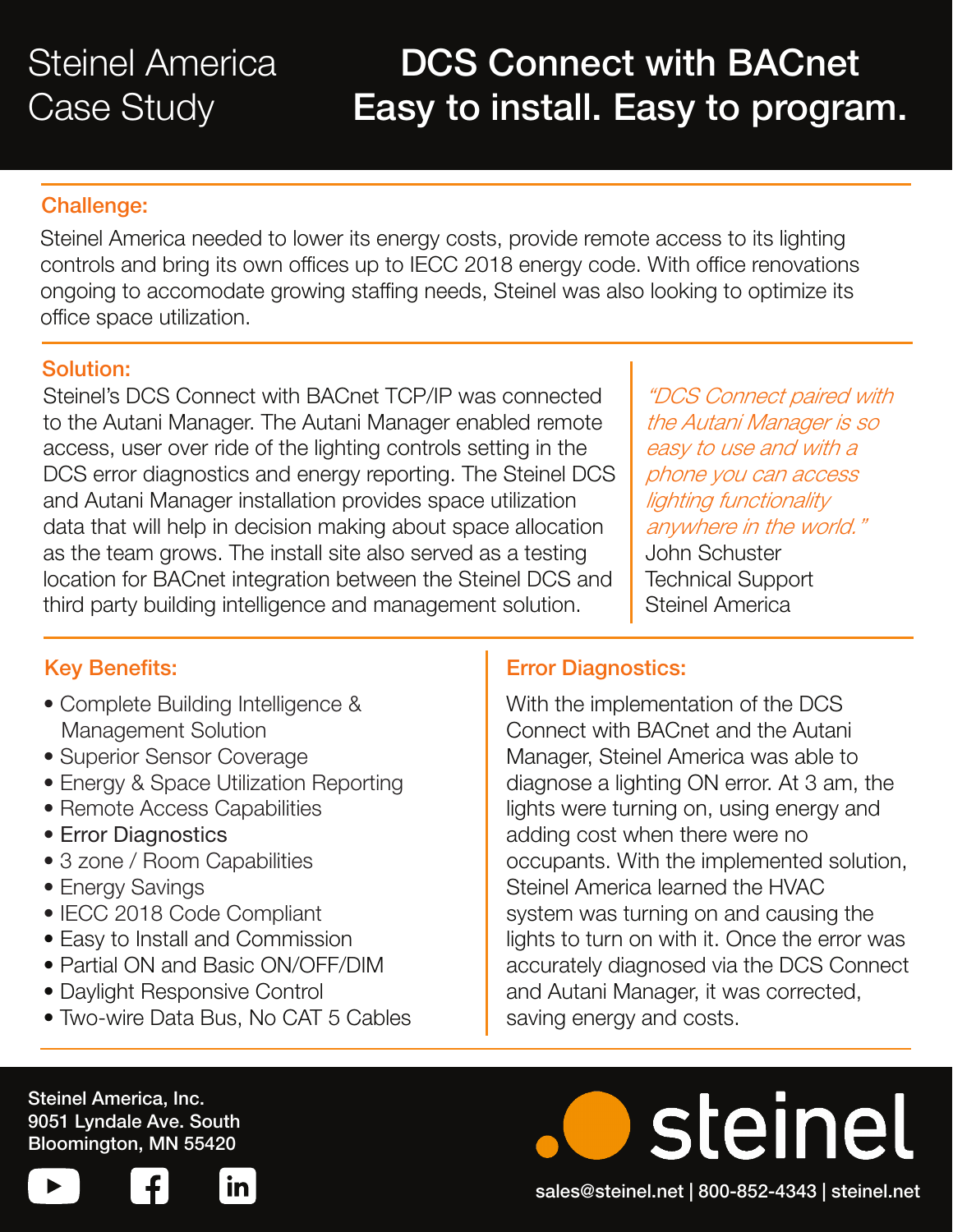# Steinel America Case Study

# DCS Connect with BACnet Easy to install. Easy to program.

## Challenge:

Steinel America needed to lower its energy costs, provide remote access to its lighting controls and bring its own offices up to IECC 2018 energy code. With office renovations ongoing to accomodate growing staffing needs, Steinel was also looking to optimize its office space utilization.

## Solution:

Steinel's DCS Connect with BACnet TCP/IP was connected to the Autani Manager. The Autani Manager enabled remote access, user over ride of the lighting controls setting in the DCS error diagnostics and energy reporting. The Steinel DCS and Autani Manager installation provides space utilization data that will help in decision making about space allocation as the team grows. The install site also served as a testing location for BACnet integration between the Steinel DCS and third party building intelligence and management solution.

*"DCS Connect paired with the Autani Manager is so easy to use and with a phone you can access lighting functionality anywhere in the world."*
John Schuster
Technical Support
Steinel America

## Key Benefits:

- Complete Building Intelligence & Management Solution
- Superior Sensor Coverage
- Energy & Space Utilization Reporting
- Remote Access Capabilities
- Error Diagnostics
- 3 zone / Room Capabilities
- Energy Savings
- IECC 2018 Code Compliant
- Easy to Install and Commission
- Partial ON and Basic ON/OFF/DIM
- Daylight Responsive Control
- Two-wire Data Bus, No CAT 5 Cables

## Error Diagnostics:

With the implementation of the DCS Connect with BACnet and the Autani Manager, Steinel America was able to diagnose a lighting ON error. At 3 am, the lights were turning on, using energy and adding cost when there were no occupants. With the implemented solution, Steinel America learned the HVAC system was turning on and causing the lights to turn on with it. Once the error was accurately diagnosed via the DCS Connect and Autani Manager, it was corrected, saving energy and costs.

Steinel America, Inc.
9051 Lyndale Ave. South
Bloomington, MN 55420

steinel

sales@steinel.net | 800-852-4343 | steinel.net